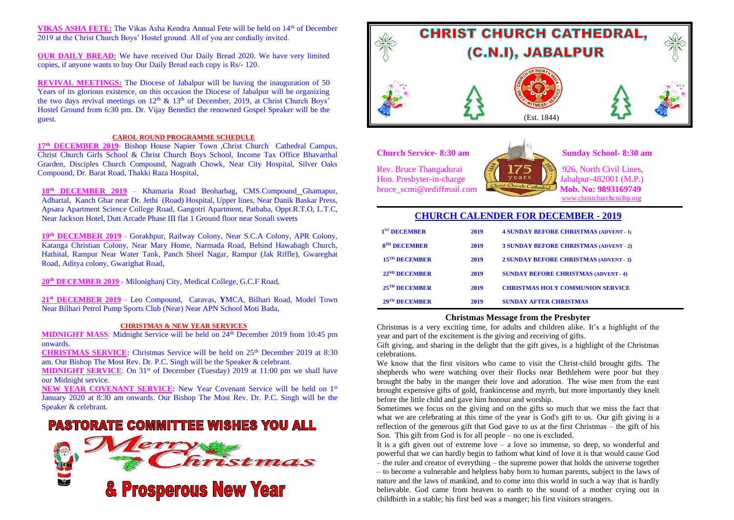**VIKAS ASHA FETE:** The Vikas Asha Kendra Annual Fete will be held on 14th of December 2019 at the Christ Church Boys' Hostel ground. All of you are cordially invited.

**OUR DAILY BREAD:** We have received Our Daily Bread 2020. We have very limited copies, if anyone wants to buy Our Daily Bread each copy is Rs/- 120.

**REVIVAL MEETINGS:** The Diocese of Jabalpur will be having the inauguration of 50 Years of its glorious existence, on this occasion the Diocese of Jabalpur will be organizing the two days revival meetings on 12th & 13th of December, 2019, at Christ Church Boys' Hostel Ground from 6:30 pm. Dr. Vijay Benedict the renowned Gospel Speaker will be the guest.

### CAROL ROUND PROGRAMME SCHEDULE

**17th DECEMBER 2019**- Bishop House Napier Town ,Christ Church Cathedral Campus, Christ Church Girls School & Christ Church Boys School, Income Tax Office Bhavarthal Grarden, Disciples Church Compound, Nagrath Chowk, Near City Hospital, Silver Oaks Compound, Dr. Barat Road, Thakki Raza Hospital,

**18th DECEMBER 2019** – Khamaria Road Beoharbag, CMS.Compound_Ghamapur, Adhartal, Kanch Ghar near Dr. Jethi (Road) Hospital, Upper lines, Near Danik Baskar Press, Apsara Apartment Science College Road, Gangotri Apartment, Patbaba, Oppt.R.T.O, L.T.C, Near Jackson Hotel, Dutt Arcade Phase III flat 1 Ground floor near Sonali sweets

**19th DECEMBER 2019** - Gorakhpur, Railway Colony, Near S.C.A Colony, APR Colony, Katanga Christian Colony, Near Mary Home, Narmada Road, Behind Hawabagh Church, Hathital, Rampur Near Water Tank, Panch Sheel Nagar, Rampur (Jak Riffle), Gwareghat Road, Aditya colony, Gwarighat Road,

**20th DECEMBER 2019** - Milonighanj City, Medical College, G.C.F Road,

**21st DECEMBER 2019** - Leo Compound, Caravas, YMCA, Bilhari Road, Model Town Near Bilhari Petrol Pump Sports Club (Near) Near APN School Moti Bada,

### CHRISTMAS & NEW YEAR SERVICES

**MIDNIGHT MASS**: Midnight Service will be held on 24th December 2019 from 10:45 pm onwards.

**CHRISTMAS SERVICE:** Christmas Service will be held on 25th December 2019 at 8:30 am. Our Bishop The Most Rev. Dr. P.C. Singh will be the Speaker & celebrant.

**MIDNIGHT SERVICE**: On 31st of December (Tuesday) 2019 at 11:00 pm we shall have our Midnight service.

**NEW YEAR COVENANT SERVICE:** New Year Covenant Service will be held on 1st January 2020 at 8:30 am onwards. Our Bishop The Most Rev. Dr. P.C. Singh will be the Speaker & celebrant.

## PASTORATE COMMITTEE WISHES YOU ALL

## Merry Christmas

## & Prosperous New Year

# CHRIST CHURCH CATHEDRAL, (C.N.I), JABALPUR

CHURCH OF NORTH INDIA – UNITY · WITNESS · SERVICE

(Est. 1844)

**Church Service- 8:30 am** | **Sunday School- 8:30 am**

175 years – Christ Church Cathedral – 1844 – 2019

Rev. Bruce Thangadurai
Hon. Presbyter-in-charge
bruce_scmi@rediffmail.com

926, North Civil Lines,
Jabalpur-482001 (M.P.)
**Mob. No: 9893169749**
www.christchurchcnijbp.org

## CHURCH CALENDER FOR DECEMBER - 2019

| | | |
|---|---|---|
| 1ST DECEMBER | 2019 | 4 SUNDAY BEFORE CHRISTMAS (ADVENT - 1) |
| 8TH DECEMBER | 2019 | 3 SUNDAY BEFORE CHRISTMAS (ADVENT - 2) |
| 15TH DECEMBER | 2019 | 2 SUNDAY BEFORE CHRISTMAS (ADVENT - 3) |
| 22ND DECEMBER | 2019 | SUNDAY BEFORE CHRISTMAS (ADVENT - 4) |
| 25TH DECEMBER | 2019 | CHRISTMAS HOLY COMMUNION SERVICE |
| 29TH DECEMBER | 2019 | SUNDAY AFTER CHRISTMAS |

### Christmas Message from the Presbyter

Christmas is a very exciting time, for adults and children alike. It's a highlight of the year and part of the excitement is the giving and receiving of gifts.

Gift giving, and sharing in the delight that the gift gives, is a highlight of the Christmas celebrations.

We know that the first visitors who came to visit the Christ-child brought gifts. The shepherds who were watching over their flocks near Bethlehem were poor but they brought the baby in the manger their love and adoration. The wise men from the east brought expensive gifts of gold, frankincense and myrrh, but more importantly they knelt before the little child and gave him honour and worship.

Sometimes we focus on the giving and on the gifts so much that we miss the fact that what we are celebrating at this time of the year is God's gift to us. Our gift giving is a reflection of the generous gift that God gave to us at the first Christmas – the gift of his Son. This gift from God is for all people – no one is excluded.

It is a gift given out of extreme love – a love so immense, so deep, so wonderful and powerful that we can hardly begin to fathom what kind of love it is that would cause God – the ruler and creator of everything – the supreme power that holds the universe together – to become a vulnerable and helpless baby born to human parents, subject to the laws of nature and the laws of mankind, and to come into this world in such a way that is hardly believable. God came from heaven to earth to the sound of a mother crying out in childbirth in a stable; his first bed was a manger; his first visitors strangers.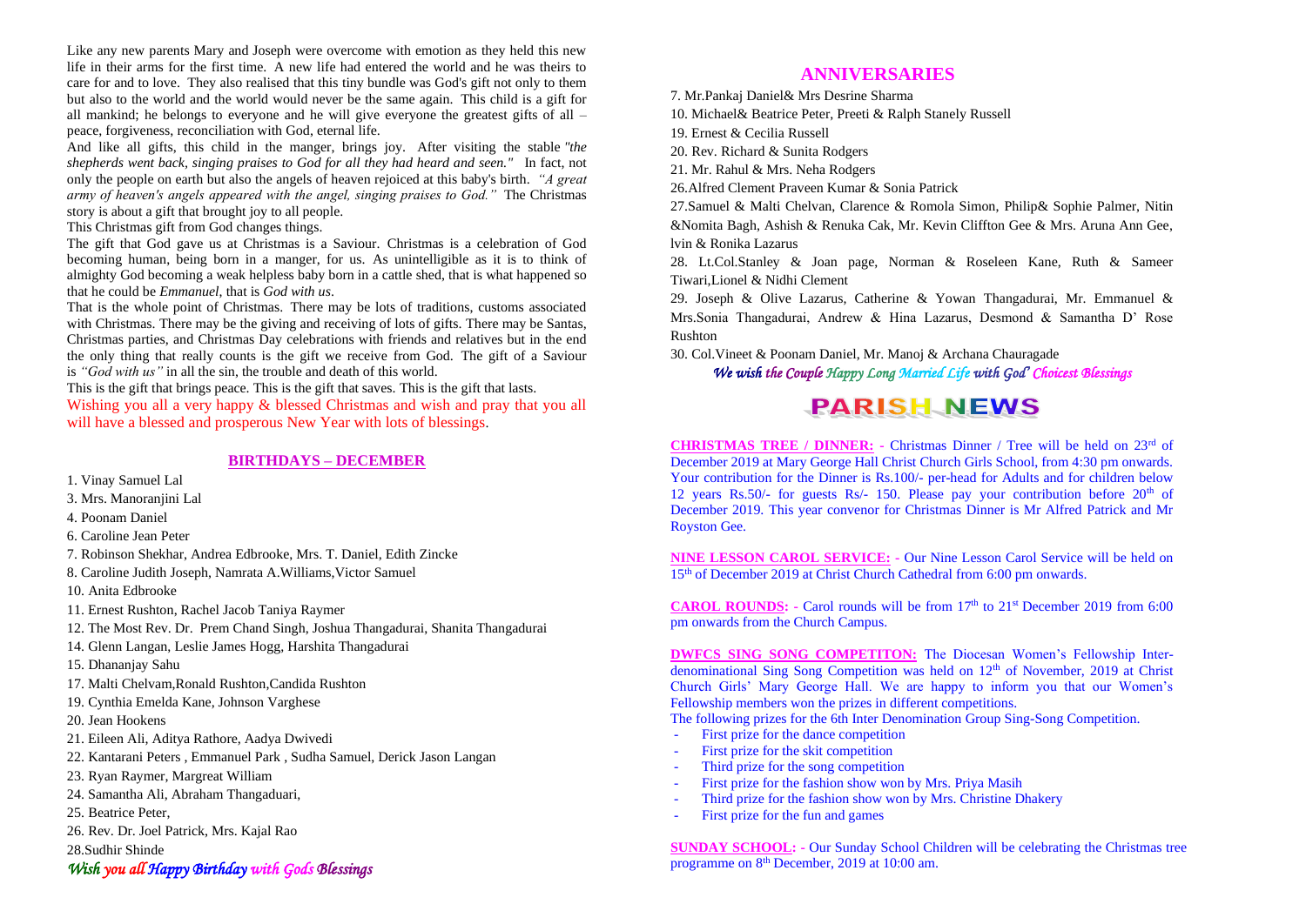Like any new parents Mary and Joseph were overcome with emotion as they held this new life in their arms for the first time. A new life had entered the world and he was theirs to care for and to love. They also realised that this tiny bundle was God's gift not only to them but also to the world and the world would never be the same again. This child is a gift for all mankind; he belongs to everyone and he will give everyone the greatest gifts of all – peace, forgiveness, reconciliation with God, eternal life.

And like all gifts, this child in the manger, brings joy. After visiting the stable *"the shepherds went back, singing praises to God for all they had heard and seen."* In fact, not only the people on earth but also the angels of heaven rejoiced at this baby's birth. *"A great army of heaven's angels appeared with the angel, singing praises to God."* The Christmas story is about a gift that brought joy to all people.

This Christmas gift from God changes things.

The gift that God gave us at Christmas is a Saviour. Christmas is a celebration of God becoming human, being born in a manger, for us. As unintelligible as it is to think of almighty God becoming a weak helpless baby born in a cattle shed, that is what happened so that he could be *Emmanuel*, that is *God with us*.

That is the whole point of Christmas. There may be lots of traditions, customs associated with Christmas. There may be the giving and receiving of lots of gifts. There may be Santas, Christmas parties, and Christmas Day celebrations with friends and relatives but in the end the only thing that really counts is the gift we receive from God. The gift of a Saviour is *"God with us"* in all the sin, the trouble and death of this world.

This is the gift that brings peace. This is the gift that saves. This is the gift that lasts.

Wishing you all a very happy & blessed Christmas and wish and pray that you all will have a blessed and prosperous New Year with lots of blessings.

## BIRTHDAYS – DECEMBER

1. Vinay Samuel Lal
3. Mrs. Manoranjini Lal
4. Poonam Daniel
6. Caroline Jean Peter
7. Robinson Shekhar, Andrea Edbrooke, Mrs. T. Daniel, Edith Zincke
8. Caroline Judith Joseph, Namrata A.Williams,Victor Samuel
10. Anita Edbrooke
11. Ernest Rushton, Rachel Jacob Taniya Raymer
12. The Most Rev. Dr. Prem Chand Singh, Joshua Thangadurai, Shanita Thangadurai
14. Glenn Langan, Leslie James Hogg, Harshita Thangadurai
15. Dhananjay Sahu
17. Malti Chelvam,Ronald Rushton,Candida Rushton
19. Cynthia Emelda Kane, Johnson Varghese
20. Jean Hookens
21. Eileen Ali, Aditya Rathore, Aadya Dwivedi
22. Kantarani Peters , Emmanuel Park , Sudha Samuel, Derick Jason Langan
23. Ryan Raymer, Margreat William
24. Samantha Ali, Abraham Thangaduari,
25. Beatrice Peter,
26. Rev. Dr. Joel Patrick, Mrs. Kajal Rao
28. Sudhir Shinde

*Wish you all Happy Birthday with Gods Blessings*

## ANNIVERSARIES

7. Mr.Pankaj Daniel& Mrs Desrine Sharma
10. Michael& Beatrice Peter, Preeti & Ralph Stanely Russell
19. Ernest & Cecilia Russell
20. Rev. Richard & Sunita Rodgers
21. Mr. Rahul & Mrs. Neha Rodgers
26. Alfred Clement Praveen Kumar & Sonia Patrick
27. Samuel & Malti Chelvan, Clarence & Romola Simon, Philip& Sophie Palmer, Nitin &Nomita Bagh, Ashish & Renuka Cak, Mr. Kevin Cliffton Gee & Mrs. Aruna Ann Gee, lvin & Ronika Lazarus
28. Lt.Col.Stanley & Joan page, Norman & Roseleen Kane, Ruth & Sameer Tiwari,Lionel & Nidhi Clement
29. Joseph & Olive Lazarus, Catherine & Yowan Thangadurai, Mr. Emmanuel & Mrs.Sonia Thangadurai, Andrew & Hina Lazarus, Desmond & Samantha D' Rose Rushton
30. Col.Vineet & Poonam Daniel, Mr. Manoj & Archana Chauragade

*We wish the Couple Happy Long Married Life with God' Choicest Blessings*

## PARISH NEWS

**CHRISTMAS TREE / DINNER:** - Christmas Dinner / Tree will be held on 23rd of December 2019 at Mary George Hall Christ Church Girls School, from 4:30 pm onwards. Your contribution for the Dinner is Rs.100/- per-head for Adults and for children below 12 years Rs.50/- for guests Rs/- 150. Please pay your contribution before 20th of December 2019. This year convenor for Christmas Dinner is Mr Alfred Patrick and Mr Royston Gee.

**NINE LESSON CAROL SERVICE: -** Our Nine Lesson Carol Service will be held on 15th of December 2019 at Christ Church Cathedral from 6:00 pm onwards.

**CAROL ROUNDS: -** Carol rounds will be from 17th to 21st December 2019 from 6:00 pm onwards from the Church Campus.

**DWFCS SING SONG COMPETITON:** The Diocesan Women's Fellowship Inter-denominational Sing Song Competition was held on 12th of November, 2019 at Christ Church Girls' Mary George Hall. We are happy to inform you that our Women's Fellowship members won the prizes in different competitions.

The following prizes for the 6th Inter Denomination Group Sing-Song Competition.

- First prize for the dance competition
- First prize for the skit competition
- Third prize for the song competition
- First prize for the fashion show won by Mrs. Priya Masih
- Third prize for the fashion show won by Mrs. Christine Dhakery
- First prize for the fun and games

**SUNDAY SCHOOL:** - Our Sunday School Children will be celebrating the Christmas tree programme on 8th December, 2019 at 10:00 am.